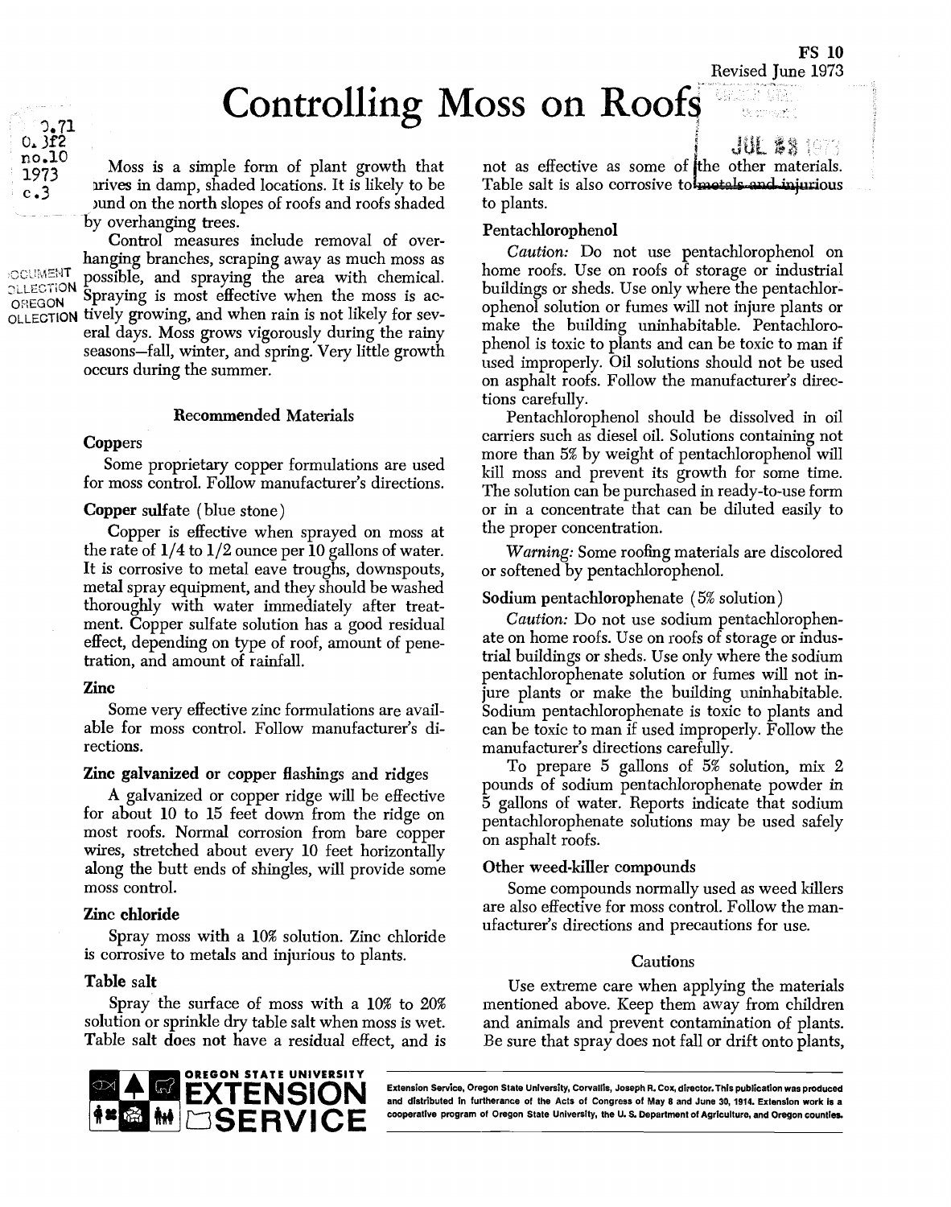FS 10
Revised June 1973

# Controlling Moss on Roofs

Moss is a simple form of plant growth that thrives in damp, shaded locations. It is likely to be found on the north slopes of roofs and roofs shaded by overhanging trees.

Control measures include removal of overhanging branches, scraping away as much moss as possible, and spraying the area with chemical. Spraying is most effective when the moss is actively growing, and when rain is not likely for several days. Moss grows vigorously during the rainy seasons—fall, winter, and spring. Very little growth occurs during the summer.

## Recommended Materials

### Coppers

Some proprietary copper formulations are used for moss control. Follow manufacturer's directions.

### Copper sulfate (blue stone)

Copper is effective when sprayed on moss at the rate of 1/4 to 1/2 ounce per 10 gallons of water. It is corrosive to metal eave troughs, downspouts, metal spray equipment, and they should be washed thoroughly with water immediately after treatment. Copper sulfate solution has a good residual effect, depending on type of roof, amount of penetration, and amount of rainfall.

### Zinc

Some very effective zinc formulations are available for moss control. Follow manufacturer's directions.

### Zinc galvanized or copper flashings and ridges

A galvanized or copper ridge will be effective for about 10 to 15 feet down from the ridge on most roofs. Normal corrosion from bare copper wires, stretched about every 10 feet horizontally along the butt ends of shingles, will provide some moss control.

### Zinc chloride

Spray moss with a 10% solution. Zinc chloride is corrosive to metals and injurious to plants.

### Table salt

Spray the surface of moss with a 10% to 20% solution or sprinkle dry table salt when moss is wet. Table salt does not have a residual effect, and is not as effective as some of the other materials. Table salt is also corrosive to metals and injurious to plants.

### Pentachlorophenol

*Caution:* Do not use pentachlorophenol on home roofs. Use on roofs of storage or industrial buildings or sheds. Use only where the pentachlorophenol solution or fumes will not injure plants or make the building uninhabitable. Pentachlorophenol is toxic to plants and can be toxic to man if used improperly. Oil solutions should not be used on asphalt roofs. Follow the manufacturer's directions carefully.

Pentachlorophenol should be dissolved in oil carriers such as diesel oil. Solutions containing not more than 5% by weight of pentachlorophenol will kill moss and prevent its growth for some time. The solution can be purchased in ready-to-use form or in a concentrate that can be diluted easily to the proper concentration.

*Warning:* Some roofing materials are discolored or softened by pentachlorophenol.

### Sodium pentachlorophenate (5% solution)

*Caution:* Do not use sodium pentachlorophenate on home roofs. Use on roofs of storage or industrial buildings or sheds. Use only where the sodium pentachlorophenate solution or fumes will not injure plants or make the building uninhabitable. Sodium pentachlorophenate is toxic to plants and can be toxic to man if used improperly. Follow the manufacturer's directions carefully.

To prepare 5 gallons of 5% solution, mix 2 pounds of sodium pentachlorophenate powder in 5 gallons of water. Reports indicate that sodium pentachlorophenate solutions may be used safely on asphalt roofs.

### Other weed-killer compounds

Some compounds normally used as weed killers are also effective for moss control. Follow the manufacturer's directions and precautions for use.

## Cautions

Use extreme care when applying the materials mentioned above. Keep them away from children and animals and prevent contamination of plants. Be sure that spray does not fall or drift onto plants,

OREGON STATE UNIVERSITY EXTENSION SERVICE

Extension Service, Oregon State University, Corvallis, Joseph R. Cox, director. This publication was produced and distributed in furtherance of the Acts of Congress of May 8 and June 30, 1914. Extension work is a cooperative program of Oregon State University, the U. S. Department of Agriculture, and Oregon counties.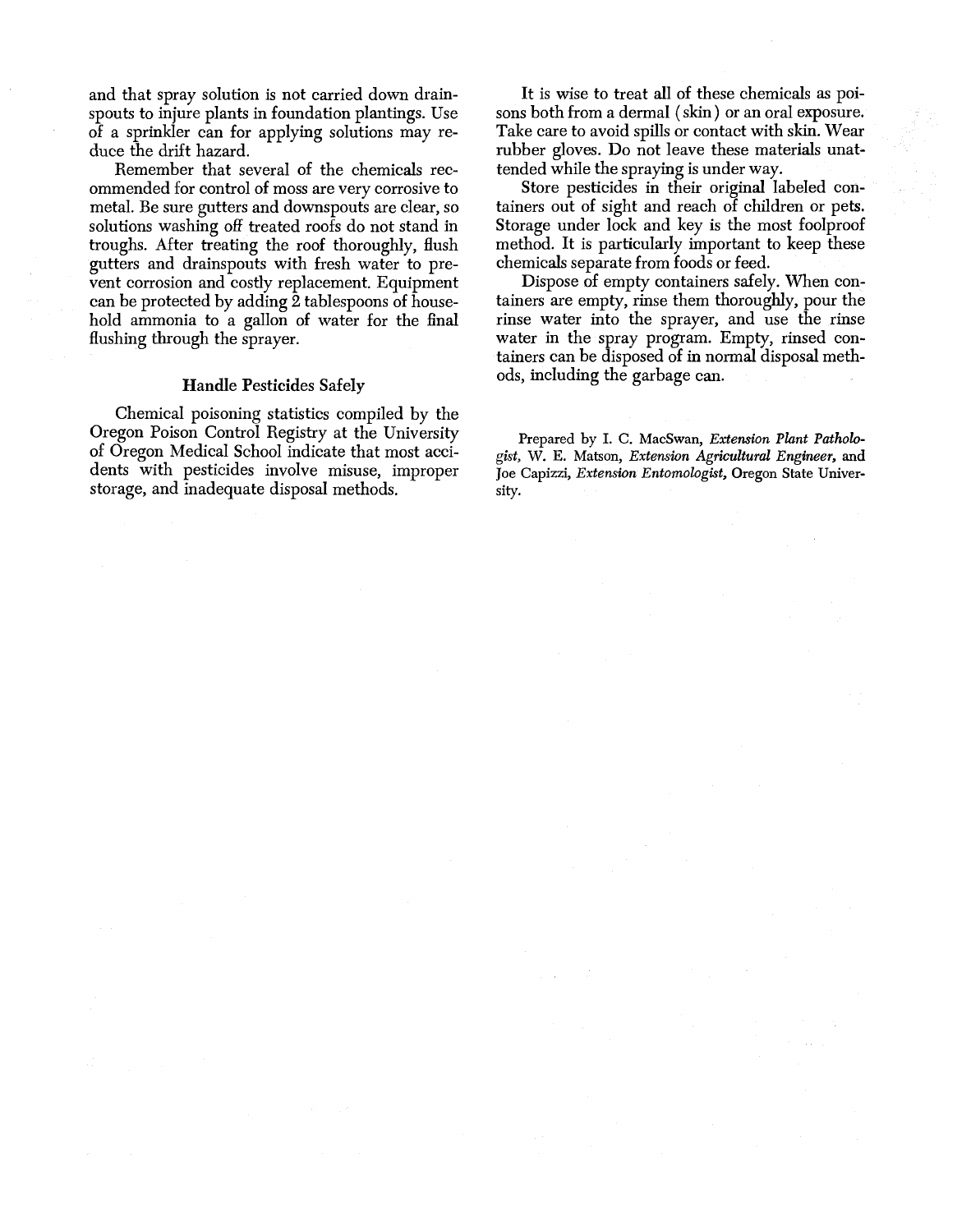and that spray solution is not carried down drainspouts to injure plants in foundation plantings. Use of a sprinkler can for applying solutions may reduce the drift hazard.

Remember that several of the chemicals recommended for control of moss are very corrosive to metal. Be sure gutters and downspouts are clear, so solutions washing off treated roofs do not stand in troughs. After treating the roof thoroughly, flush gutters and drainspouts with fresh water to prevent corrosion and costly replacement. Equipment can be protected by adding 2 tablespoons of household ammonia to a gallon of water for the final flushing through the sprayer.

### Handle Pesticides Safely

Chemical poisoning statistics compiled by the Oregon Poison Control Registry at the University of Oregon Medical School indicate that most accidents with pesticides involve misuse, improper storage, and inadequate disposal methods.

It is wise to treat all of these chemicals as poisons both from a dermal (skin) or an oral exposure. Take care to avoid spills or contact with skin. Wear rubber gloves. Do not leave these materials unattended while the spraying is under way.

Store pesticides in their original labeled containers out of sight and reach of children or pets. Storage under lock and key is the most foolproof method. It is particularly important to keep these chemicals separate from foods or feed.

Dispose of empty containers safely. When containers are empty, rinse them thoroughly, pour the rinse water into the sprayer, and use the rinse water in the spray program. Empty, rinsed containers can be disposed of in normal disposal methods, including the garbage can.

Prepared by I. C. MacSwan, *Extension Plant Pathologist*, W. E. Matson, *Extension Agricultural Engineer*, and Joe Capizzi, *Extension Entomologist*, Oregon State University.